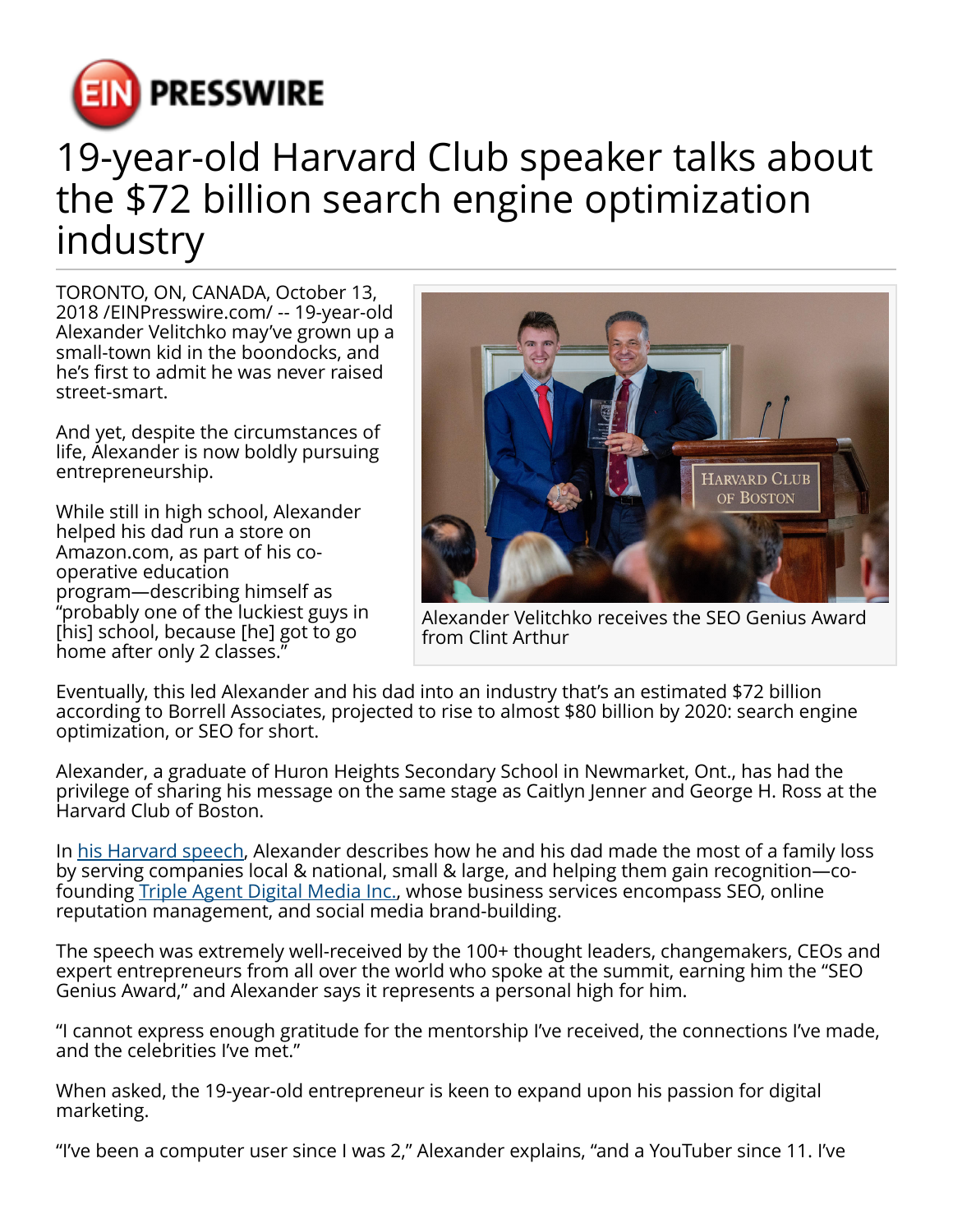# 19-year-old Harvard Club speaker talks about the $72 billion search engine optimization industry

TORONTO, ON, CANADA, October 13, 2018 /EINPresswire.com/ -- 19-year-old Alexander Velitchko may've grown up a small-town kid in the boondocks, and he's first to admit he was never raised street-smart.

And yet, despite the circumstances of life, Alexander is now boldly pursuing entrepreneurship.

While still in high school, Alexander helped his dad run a store on Amazon.com, as part of his co-operative education program—describing himself as "probably one of the luckiest guys in [his] school, because [he] got to go home after only 2 classes."

Alexander Velitchko receives the SEO Genius Award from Clint Arthur

Eventually, this led Alexander and his dad into an industry that's an estimated $72 billion according to Borrell Associates, projected to rise to almost $80 billion by 2020: search engine optimization, or SEO for short.

Alexander, a graduate of Huron Heights Secondary School in Newmarket, Ont., has had the privilege of sharing his message on the same stage as Caitlyn Jenner and George H. Ross at the Harvard Club of Boston.

In his Harvard speech, Alexander describes how he and his dad made the most of a family loss by serving companies local & national, small & large, and helping them gain recognition—co-founding Triple Agent Digital Media Inc., whose business services encompass SEO, online reputation management, and social media brand-building.

The speech was extremely well-received by the 100+ thought leaders, changemakers, CEOs and expert entrepreneurs from all over the world who spoke at the summit, earning him the "SEO Genius Award," and Alexander says it represents a personal high for him.

"I cannot express enough gratitude for the mentorship I've received, the connections I've made, and the celebrities I've met."

When asked, the 19-year-old entrepreneur is keen to expand upon his passion for digital marketing.

"I've been a computer user since I was 2," Alexander explains, "and a YouTuber since 11. I've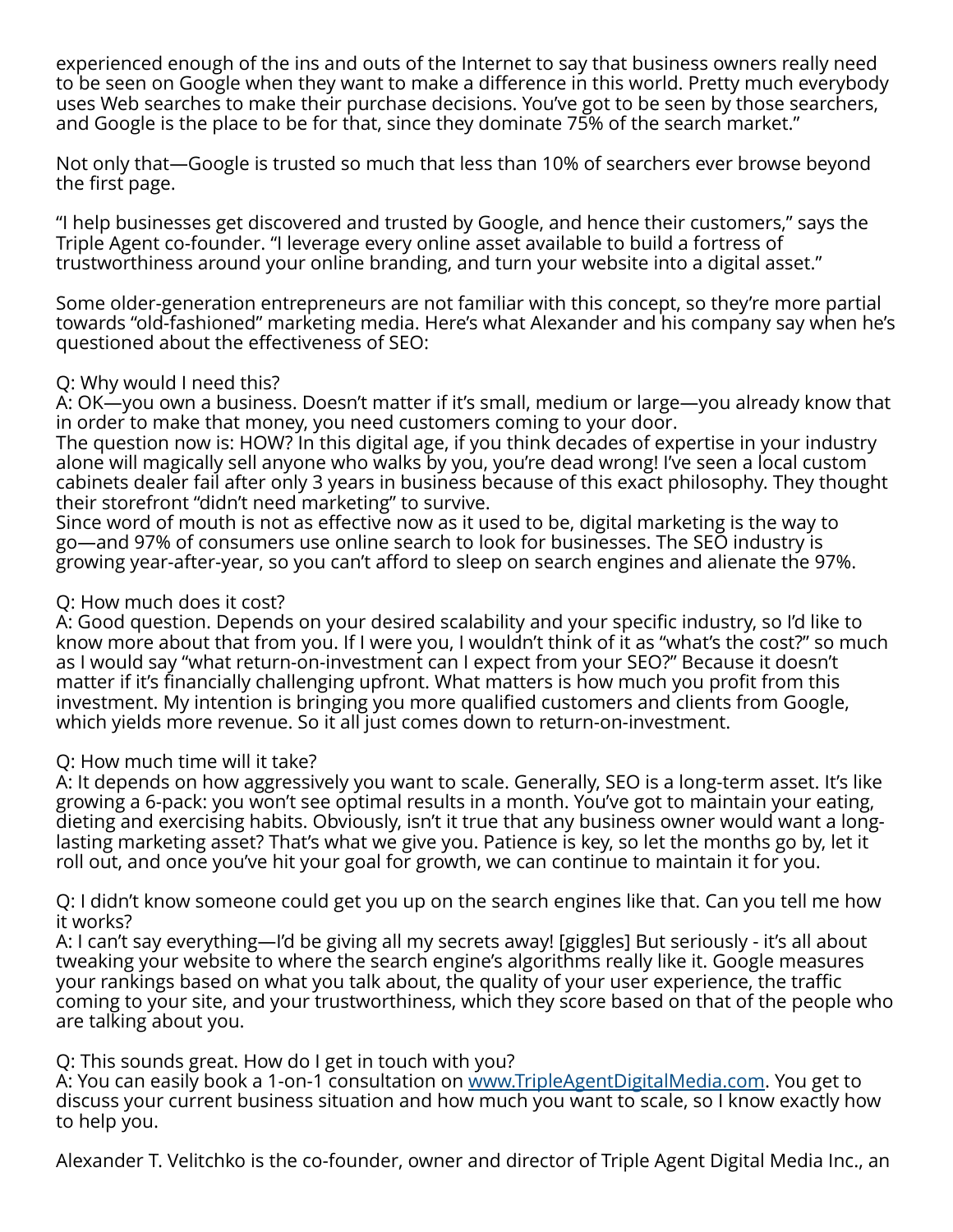experienced enough of the ins and outs of the Internet to say that business owners really need to be seen on Google when they want to make a difference in this world. Pretty much everybody uses Web searches to make their purchase decisions. You've got to be seen by those searchers, and Google is the place to be for that, since they dominate 75% of the search market."

Not only that—Google is trusted so much that less than 10% of searchers ever browse beyond the first page.

"I help businesses get discovered and trusted by Google, and hence their customers," says the Triple Agent co-founder. "I leverage every online asset available to build a fortress of trustworthiness around your online branding, and turn your website into a digital asset."

Some older-generation entrepreneurs are not familiar with this concept, so they're more partial towards "old-fashioned" marketing media. Here's what Alexander and his company say when he's questioned about the effectiveness of SEO:

Q: Why would I need this?
A: OK—you own a business. Doesn't matter if it's small, medium or large—you already know that in order to make that money, you need customers coming to your door.
The question now is: HOW? In this digital age, if you think decades of expertise in your industry alone will magically sell anyone who walks by you, you're dead wrong! I've seen a local custom cabinets dealer fail after only 3 years in business because of this exact philosophy. They thought their storefront "didn't need marketing" to survive.
Since word of mouth is not as effective now as it used to be, digital marketing is the way to go—and 97% of consumers use online search to look for businesses. The SEO industry is growing year-after-year, so you can't afford to sleep on search engines and alienate the 97%.

Q: How much does it cost?
A: Good question. Depends on your desired scalability and your specific industry, so I'd like to know more about that from you. If I were you, I wouldn't think of it as "what's the cost?" so much as I would say "what return-on-investment can I expect from your SEO?" Because it doesn't matter if it's financially challenging upfront. What matters is how much you profit from this investment. My intention is bringing you more qualified customers and clients from Google, which yields more revenue. So it all just comes down to return-on-investment.

Q: How much time will it take?
A: It depends on how aggressively you want to scale. Generally, SEO is a long-term asset. It's like growing a 6-pack: you won't see optimal results in a month. You've got to maintain your eating, dieting and exercising habits. Obviously, isn't it true that any business owner would want a long-lasting marketing asset? That's what we give you. Patience is key, so let the months go by, let it roll out, and once you've hit your goal for growth, we can continue to maintain it for you.

Q: I didn't know someone could get you up on the search engines like that. Can you tell me how it works?
A: I can't say everything—I'd be giving all my secrets away! [giggles] But seriously - it's all about tweaking your website to where the search engine's algorithms really like it. Google measures your rankings based on what you talk about, the quality of your user experience, the traffic coming to your site, and your trustworthiness, which they score based on that of the people who are talking about you.

Q: This sounds great. How do I get in touch with you?
A: You can easily book a 1-on-1 consultation on [www.TripleAgentDigitalMedia.com](http://www.TripleAgentDigitalMedia.com). You get to discuss your current business situation and how much you want to scale, so I know exactly how to help you.

Alexander T. Velitchko is the co-founder, owner and director of Triple Agent Digital Media Inc., an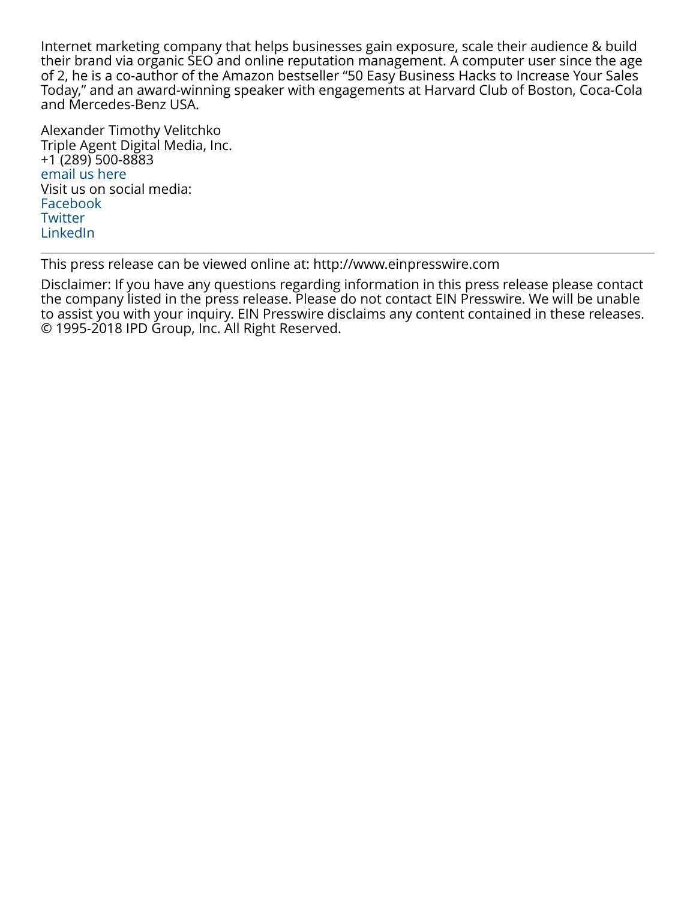Internet marketing company that helps businesses gain exposure, scale their audience & build their brand via organic SEO and online reputation management. A computer user since the age of 2, he is a co-author of the Amazon bestseller "50 Easy Business Hacks to Increase Your Sales Today," and an award-winning speaker with engagements at Harvard Club of Boston, Coca-Cola and Mercedes-Benz USA.

Alexander Timothy Velitchko
Triple Agent Digital Media, Inc.
+1 (289) 500-8883
email us here
Visit us on social media:
Facebook
Twitter
LinkedIn

---

This press release can be viewed online at: http://www.einpresswire.com

Disclaimer: If you have any questions regarding information in this press release please contact the company listed in the press release. Please do not contact EIN Presswire. We will be unable to assist you with your inquiry. EIN Presswire disclaims any content contained in these releases. © 1995-2018 IPD Group, Inc. All Right Reserved.